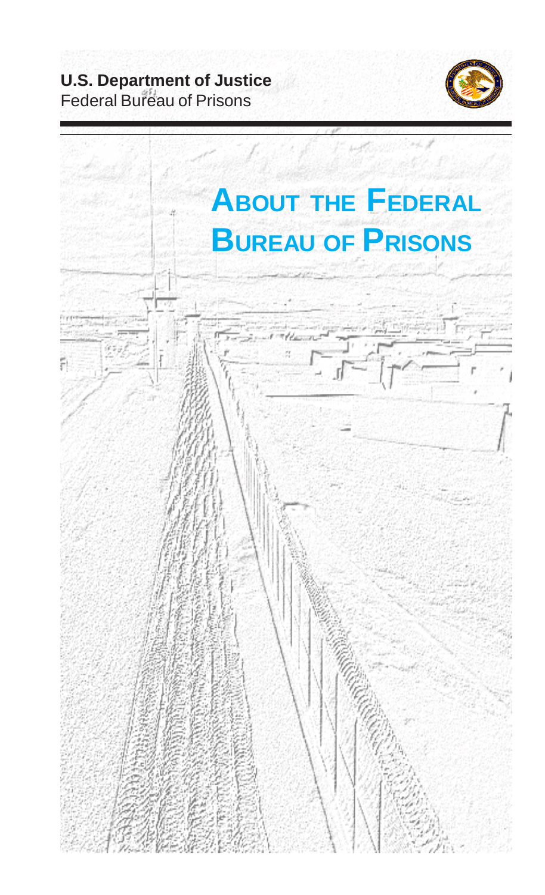**U.S. Department of Justice**
Federal Bureau of Prisons

# About the Federal Bureau of Prisons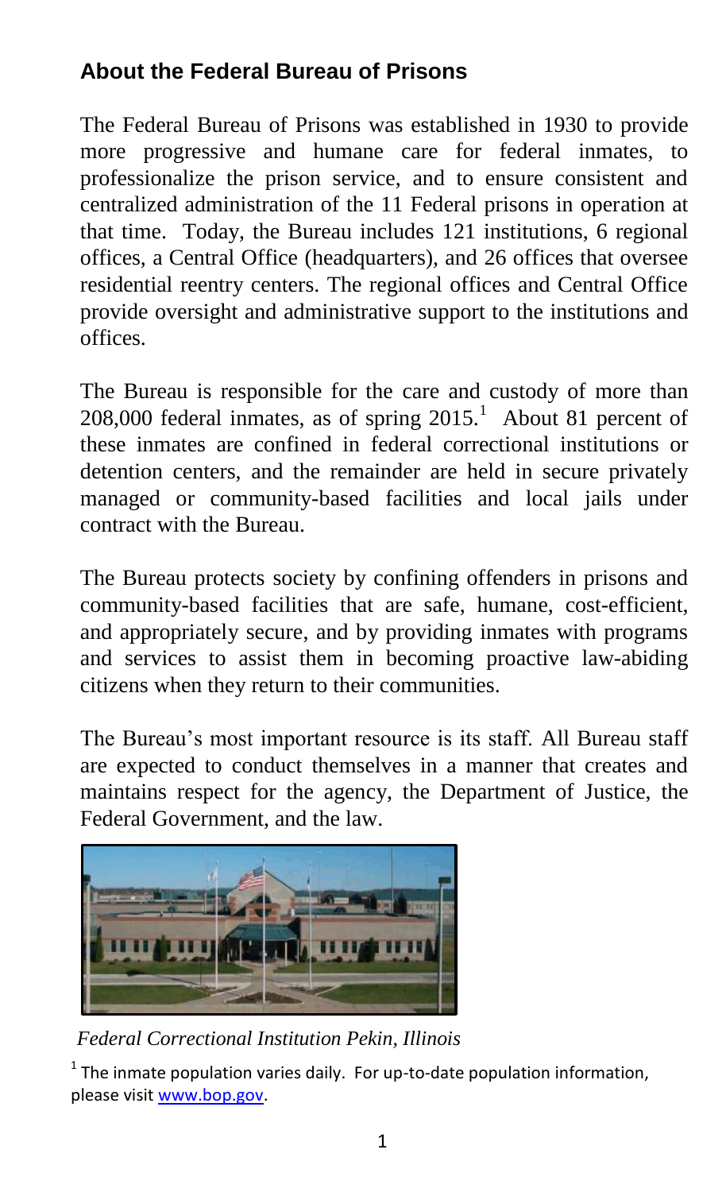## About the Federal Bureau of Prisons

The Federal Bureau of Prisons was established in 1930 to provide more progressive and humane care for federal inmates, to professionalize the prison service, and to ensure consistent and centralized administration of the 11 Federal prisons in operation at that time. Today, the Bureau includes 121 institutions, 6 regional offices, a Central Office (headquarters), and 26 offices that oversee residential reentry centers. The regional offices and Central Office provide oversight and administrative support to the institutions and offices.

The Bureau is responsible for the care and custody of more than 208,000 federal inmates, as of spring 2015.[1] About 81 percent of these inmates are confined in federal correctional institutions or detention centers, and the remainder are held in secure privately managed or community-based facilities and local jails under contract with the Bureau.

The Bureau protects society by confining offenders in prisons and community-based facilities that are safe, humane, cost-efficient, and appropriately secure, and by providing inmates with programs and services to assist them in becoming proactive law-abiding citizens when they return to their communities.

The Bureau's most important resource is its staff. All Bureau staff are expected to conduct themselves in a manner that creates and maintains respect for the agency, the Department of Justice, the Federal Government, and the law.

*Federal Correctional Institution Pekin, Illinois*

[1] The inmate population varies daily. For up-to-date population information, please visit www.bop.gov.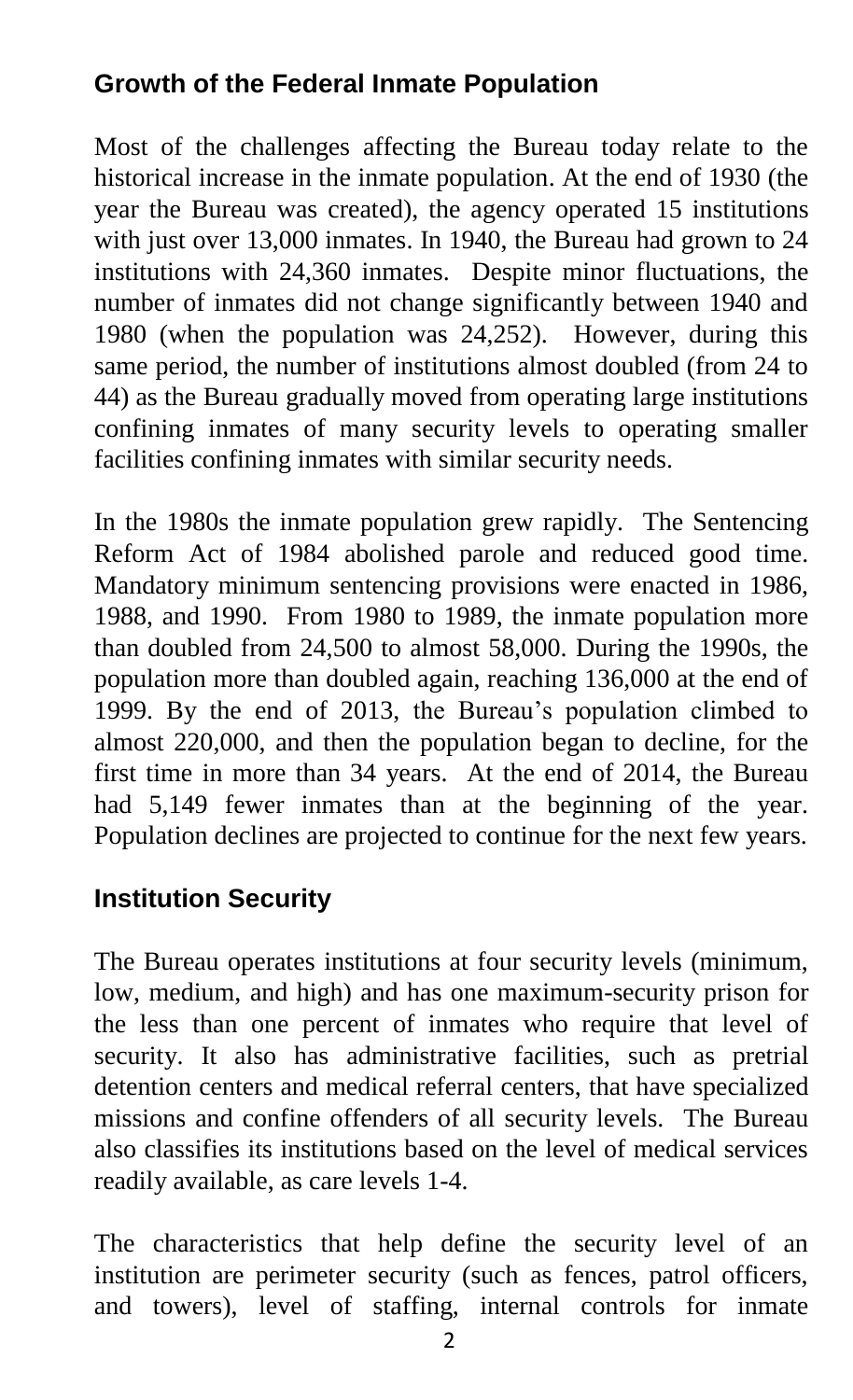## Growth of the Federal Inmate Population

Most of the challenges affecting the Bureau today relate to the historical increase in the inmate population. At the end of 1930 (the year the Bureau was created), the agency operated 15 institutions with just over 13,000 inmates. In 1940, the Bureau had grown to 24 institutions with 24,360 inmates. Despite minor fluctuations, the number of inmates did not change significantly between 1940 and 1980 (when the population was 24,252). However, during this same period, the number of institutions almost doubled (from 24 to 44) as the Bureau gradually moved from operating large institutions confining inmates of many security levels to operating smaller facilities confining inmates with similar security needs.

In the 1980s the inmate population grew rapidly. The Sentencing Reform Act of 1984 abolished parole and reduced good time. Mandatory minimum sentencing provisions were enacted in 1986, 1988, and 1990. From 1980 to 1989, the inmate population more than doubled from 24,500 to almost 58,000. During the 1990s, the population more than doubled again, reaching 136,000 at the end of 1999. By the end of 2013, the Bureau's population climbed to almost 220,000, and then the population began to decline, for the first time in more than 34 years. At the end of 2014, the Bureau had 5,149 fewer inmates than at the beginning of the year. Population declines are projected to continue for the next few years.

## Institution Security

The Bureau operates institutions at four security levels (minimum, low, medium, and high) and has one maximum-security prison for the less than one percent of inmates who require that level of security. It also has administrative facilities, such as pretrial detention centers and medical referral centers, that have specialized missions and confine offenders of all security levels. The Bureau also classifies its institutions based on the level of medical services readily available, as care levels 1-4.

The characteristics that help define the security level of an institution are perimeter security (such as fences, patrol officers, and towers), level of staffing, internal controls for inmate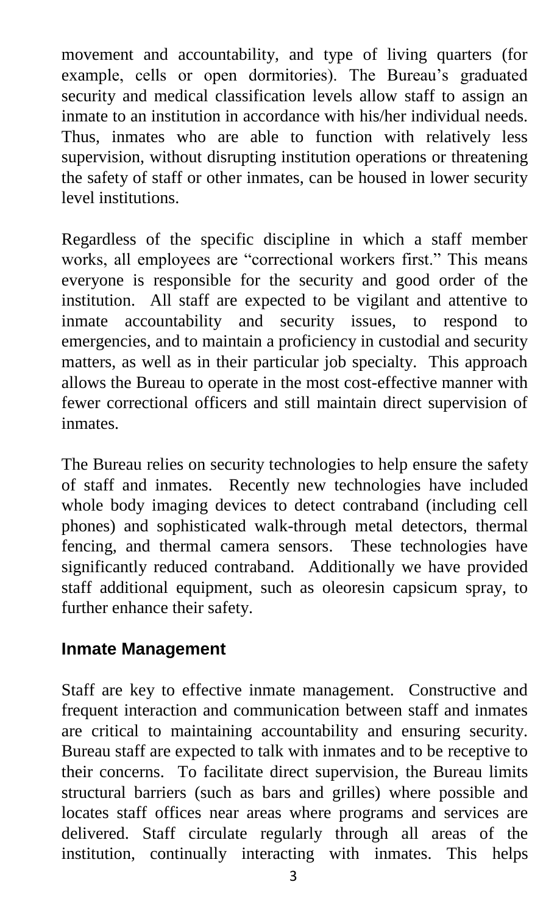movement and accountability, and type of living quarters (for example, cells or open dormitories). The Bureau's graduated security and medical classification levels allow staff to assign an inmate to an institution in accordance with his/her individual needs. Thus, inmates who are able to function with relatively less supervision, without disrupting institution operations or threatening the safety of staff or other inmates, can be housed in lower security level institutions.

Regardless of the specific discipline in which a staff member works, all employees are "correctional workers first." This means everyone is responsible for the security and good order of the institution. All staff are expected to be vigilant and attentive to inmate accountability and security issues, to respond to emergencies, and to maintain a proficiency in custodial and security matters, as well as in their particular job specialty. This approach allows the Bureau to operate in the most cost-effective manner with fewer correctional officers and still maintain direct supervision of inmates.

The Bureau relies on security technologies to help ensure the safety of staff and inmates. Recently new technologies have included whole body imaging devices to detect contraband (including cell phones) and sophisticated walk-through metal detectors, thermal fencing, and thermal camera sensors. These technologies have significantly reduced contraband. Additionally we have provided staff additional equipment, such as oleoresin capsicum spray, to further enhance their safety.

## Inmate Management

Staff are key to effective inmate management. Constructive and frequent interaction and communication between staff and inmates are critical to maintaining accountability and ensuring security. Bureau staff are expected to talk with inmates and to be receptive to their concerns. To facilitate direct supervision, the Bureau limits structural barriers (such as bars and grilles) where possible and locates staff offices near areas where programs and services are delivered. Staff circulate regularly through all areas of the institution, continually interacting with inmates. This helps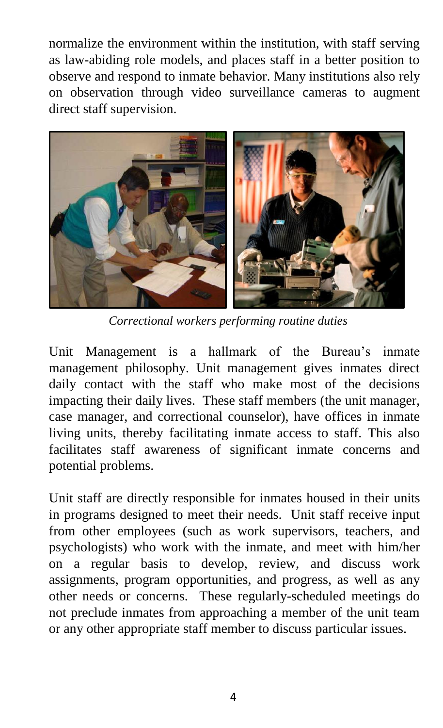normalize the environment within the institution, with staff serving as law-abiding role models, and places staff in a better position to observe and respond to inmate behavior. Many institutions also rely on observation through video surveillance cameras to augment direct staff supervision.

*Correctional workers performing routine duties*

Unit Management is a hallmark of the Bureau's inmate management philosophy. Unit management gives inmates direct daily contact with the staff who make most of the decisions impacting their daily lives. These staff members (the unit manager, case manager, and correctional counselor), have offices in inmate living units, thereby facilitating inmate access to staff. This also facilitates staff awareness of significant inmate concerns and potential problems.

Unit staff are directly responsible for inmates housed in their units in programs designed to meet their needs. Unit staff receive input from other employees (such as work supervisors, teachers, and psychologists) who work with the inmate, and meet with him/her on a regular basis to develop, review, and discuss work assignments, program opportunities, and progress, as well as any other needs or concerns. These regularly-scheduled meetings do not preclude inmates from approaching a member of the unit team or any other appropriate staff member to discuss particular issues.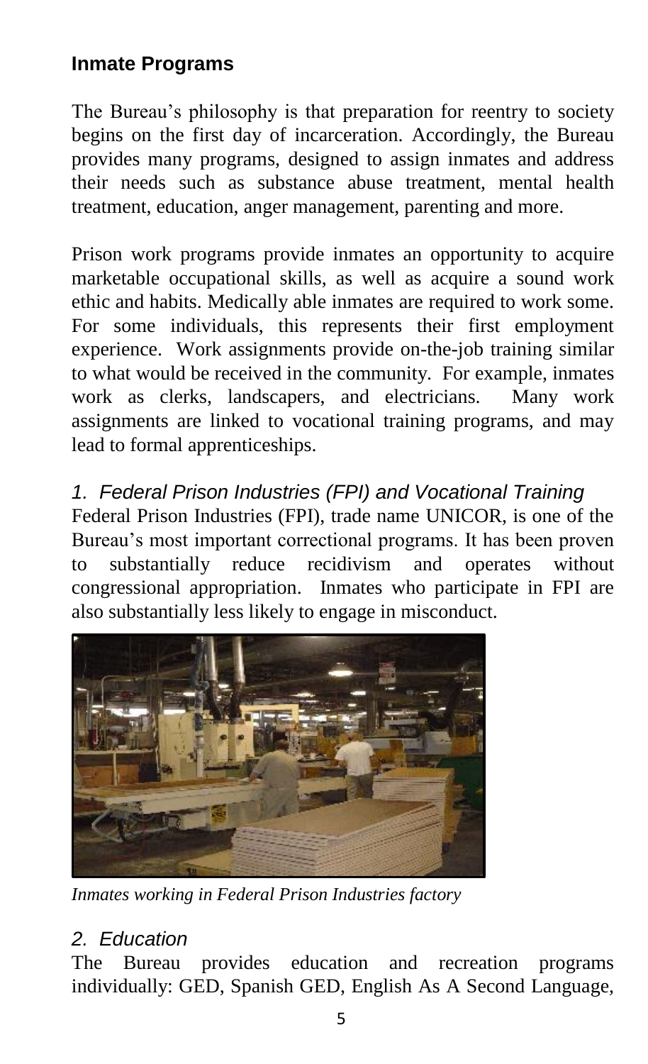## Inmate Programs

The Bureau's philosophy is that preparation for reentry to society begins on the first day of incarceration. Accordingly, the Bureau provides many programs, designed to assign inmates and address their needs such as substance abuse treatment, mental health treatment, education, anger management, parenting and more.

Prison work programs provide inmates an opportunity to acquire marketable occupational skills, as well as acquire a sound work ethic and habits. Medically able inmates are required to work some. For some individuals, this represents their first employment experience. Work assignments provide on-the-job training similar to what would be received in the community. For example, inmates work as clerks, landscapers, and electricians. Many work assignments are linked to vocational training programs, and may lead to formal apprenticeships.

### *1. Federal Prison Industries (FPI) and Vocational Training*

Federal Prison Industries (FPI), trade name UNICOR, is one of the Bureau's most important correctional programs. It has been proven to substantially reduce recidivism and operates without congressional appropriation. Inmates who participate in FPI are also substantially less likely to engage in misconduct.

*Inmates working in Federal Prison Industries factory*

### *2. Education*

The Bureau provides education and recreation programs individually: GED, Spanish GED, English As A Second Language,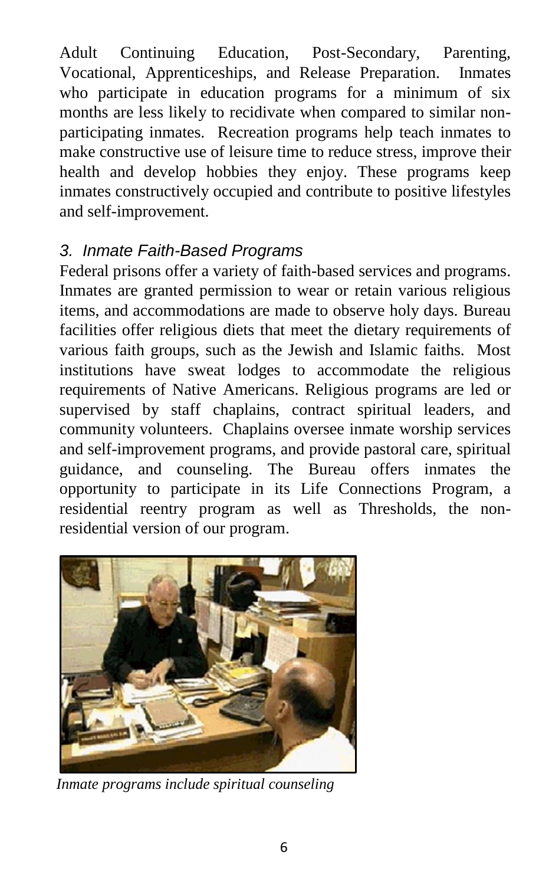Adult Continuing Education, Post-Secondary, Parenting, Vocational, Apprenticeships, and Release Preparation. Inmates who participate in education programs for a minimum of six months are less likely to recidivate when compared to similar non-participating inmates. Recreation programs help teach inmates to make constructive use of leisure time to reduce stress, improve their health and develop hobbies they enjoy. These programs keep inmates constructively occupied and contribute to positive lifestyles and self-improvement.

### *3. Inmate Faith-Based Programs*

Federal prisons offer a variety of faith-based services and programs. Inmates are granted permission to wear or retain various religious items, and accommodations are made to observe holy days. Bureau facilities offer religious diets that meet the dietary requirements of various faith groups, such as the Jewish and Islamic faiths. Most institutions have sweat lodges to accommodate the religious requirements of Native Americans. Religious programs are led or supervised by staff chaplains, contract spiritual leaders, and community volunteers. Chaplains oversee inmate worship services and self-improvement programs, and provide pastoral care, spiritual guidance, and counseling. The Bureau offers inmates the opportunity to participate in its Life Connections Program, a residential reentry program as well as Thresholds, the non-residential version of our program.

*Inmate programs include spiritual counseling*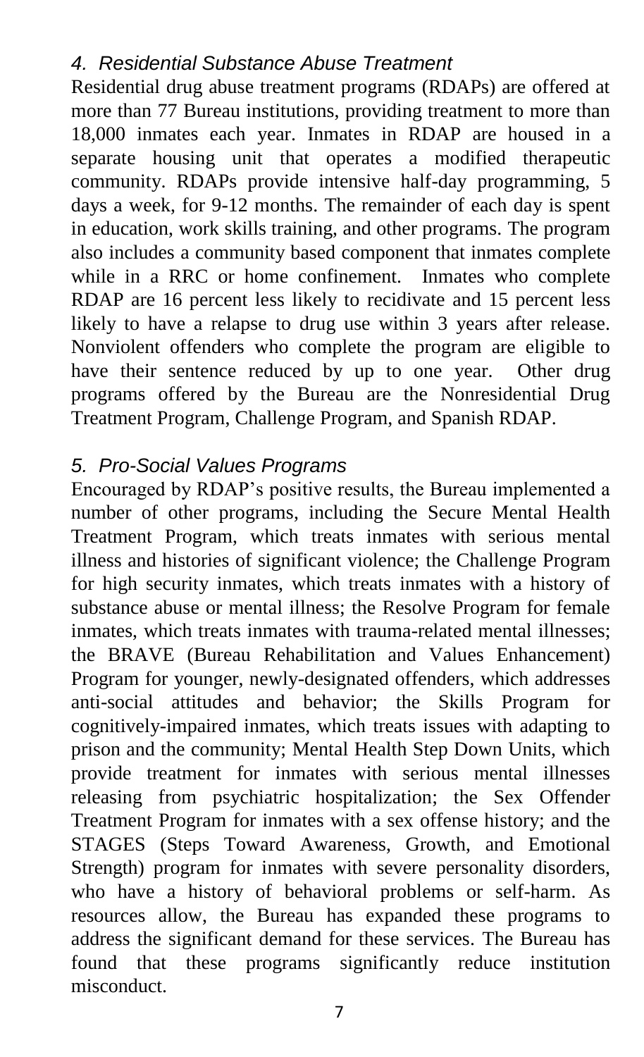### *4. Residential Substance Abuse Treatment*

Residential drug abuse treatment programs (RDAPs) are offered at more than 77 Bureau institutions, providing treatment to more than 18,000 inmates each year. Inmates in RDAP are housed in a separate housing unit that operates a modified therapeutic community. RDAPs provide intensive half-day programming, 5 days a week, for 9-12 months. The remainder of each day is spent in education, work skills training, and other programs. The program also includes a community based component that inmates complete while in a RRC or home confinement. Inmates who complete RDAP are 16 percent less likely to recidivate and 15 percent less likely to have a relapse to drug use within 3 years after release. Nonviolent offenders who complete the program are eligible to have their sentence reduced by up to one year. Other drug programs offered by the Bureau are the Nonresidential Drug Treatment Program, Challenge Program, and Spanish RDAP.

### *5. Pro-Social Values Programs*

Encouraged by RDAP's positive results, the Bureau implemented a number of other programs, including the Secure Mental Health Treatment Program, which treats inmates with serious mental illness and histories of significant violence; the Challenge Program for high security inmates, which treats inmates with a history of substance abuse or mental illness; the Resolve Program for female inmates, which treats inmates with trauma-related mental illnesses; the BRAVE (Bureau Rehabilitation and Values Enhancement) Program for younger, newly-designated offenders, which addresses anti-social attitudes and behavior; the Skills Program for cognitively-impaired inmates, which treats issues with adapting to prison and the community; Mental Health Step Down Units, which provide treatment for inmates with serious mental illnesses releasing from psychiatric hospitalization; the Sex Offender Treatment Program for inmates with a sex offense history; and the STAGES (Steps Toward Awareness, Growth, and Emotional Strength) program for inmates with severe personality disorders, who have a history of behavioral problems or self-harm. As resources allow, the Bureau has expanded these programs to address the significant demand for these services. The Bureau has found that these programs significantly reduce institution misconduct.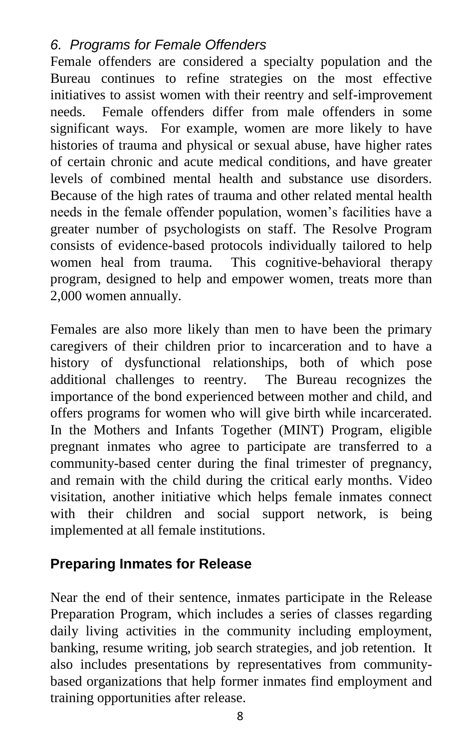### *6. Programs for Female Offenders*

Female offenders are considered a specialty population and the Bureau continues to refine strategies on the most effective initiatives to assist women with their reentry and self-improvement needs. Female offenders differ from male offenders in some significant ways. For example, women are more likely to have histories of trauma and physical or sexual abuse, have higher rates of certain chronic and acute medical conditions, and have greater levels of combined mental health and substance use disorders. Because of the high rates of trauma and other related mental health needs in the female offender population, women's facilities have a greater number of psychologists on staff. The Resolve Program consists of evidence-based protocols individually tailored to help women heal from trauma. This cognitive-behavioral therapy program, designed to help and empower women, treats more than 2,000 women annually.

Females are also more likely than men to have been the primary caregivers of their children prior to incarceration and to have a history of dysfunctional relationships, both of which pose additional challenges to reentry. The Bureau recognizes the importance of the bond experienced between mother and child, and offers programs for women who will give birth while incarcerated. In the Mothers and Infants Together (MINT) Program, eligible pregnant inmates who agree to participate are transferred to a community-based center during the final trimester of pregnancy, and remain with the child during the critical early months. Video visitation, another initiative which helps female inmates connect with their children and social support network, is being implemented at all female institutions.

## Preparing Inmates for Release

Near the end of their sentence, inmates participate in the Release Preparation Program, which includes a series of classes regarding daily living activities in the community including employment, banking, resume writing, job search strategies, and job retention. It also includes presentations by representatives from community-based organizations that help former inmates find employment and training opportunities after release.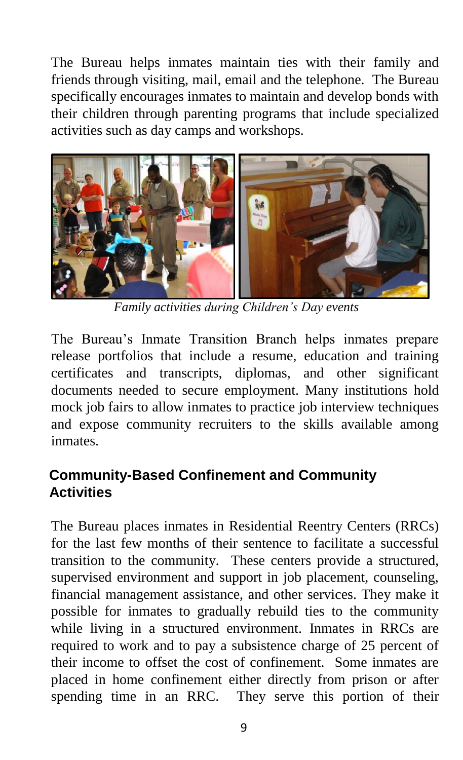The Bureau helps inmates maintain ties with their family and friends through visiting, mail, email and the telephone. The Bureau specifically encourages inmates to maintain and develop bonds with their children through parenting programs that include specialized activities such as day camps and workshops.

*Family activities during Children's Day events*

The Bureau's Inmate Transition Branch helps inmates prepare release portfolios that include a resume, education and training certificates and transcripts, diplomas, and other significant documents needed to secure employment. Many institutions hold mock job fairs to allow inmates to practice job interview techniques and expose community recruiters to the skills available among inmates.

## Community-Based Confinement and Community Activities

The Bureau places inmates in Residential Reentry Centers (RRCs) for the last few months of their sentence to facilitate a successful transition to the community. These centers provide a structured, supervised environment and support in job placement, counseling, financial management assistance, and other services. They make it possible for inmates to gradually rebuild ties to the community while living in a structured environment. Inmates in RRCs are required to work and to pay a subsistence charge of 25 percent of their income to offset the cost of confinement. Some inmates are placed in home confinement either directly from prison or after spending time in an RRC. They serve this portion of their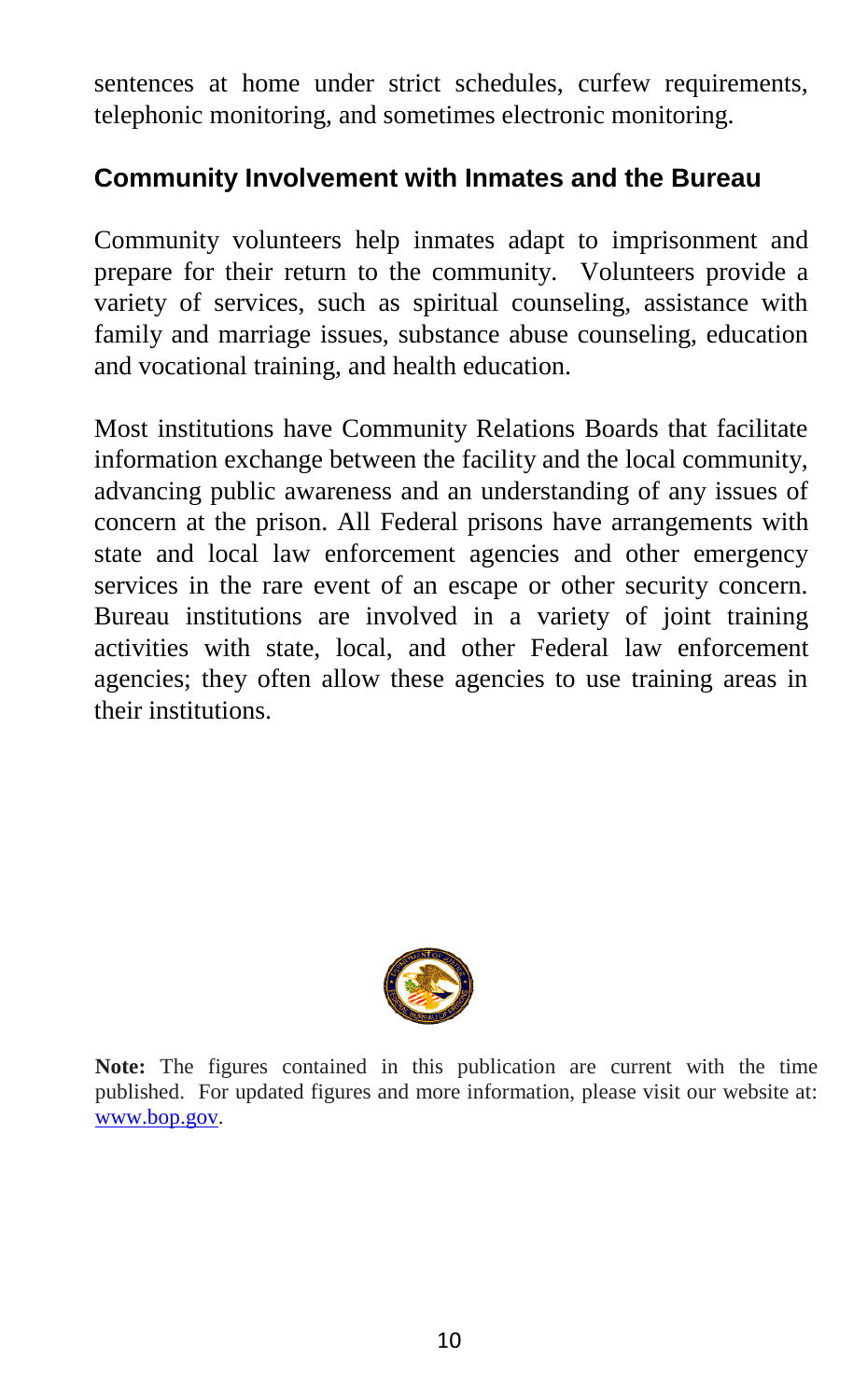sentences at home under strict schedules, curfew requirements, telephonic monitoring, and sometimes electronic monitoring.

## Community Involvement with Inmates and the Bureau

Community volunteers help inmates adapt to imprisonment and prepare for their return to the community. Volunteers provide a variety of services, such as spiritual counseling, assistance with family and marriage issues, substance abuse counseling, education and vocational training, and health education.

Most institutions have Community Relations Boards that facilitate information exchange between the facility and the local community, advancing public awareness and an understanding of any issues of concern at the prison. All Federal prisons have arrangements with state and local law enforcement agencies and other emergency services in the rare event of an escape or other security concern. Bureau institutions are involved in a variety of joint training activities with state, local, and other Federal law enforcement agencies; they often allow these agencies to use training areas in their institutions.

**Note:** The figures contained in this publication are current with the time published. For updated figures and more information, please visit our website at: www.bop.gov.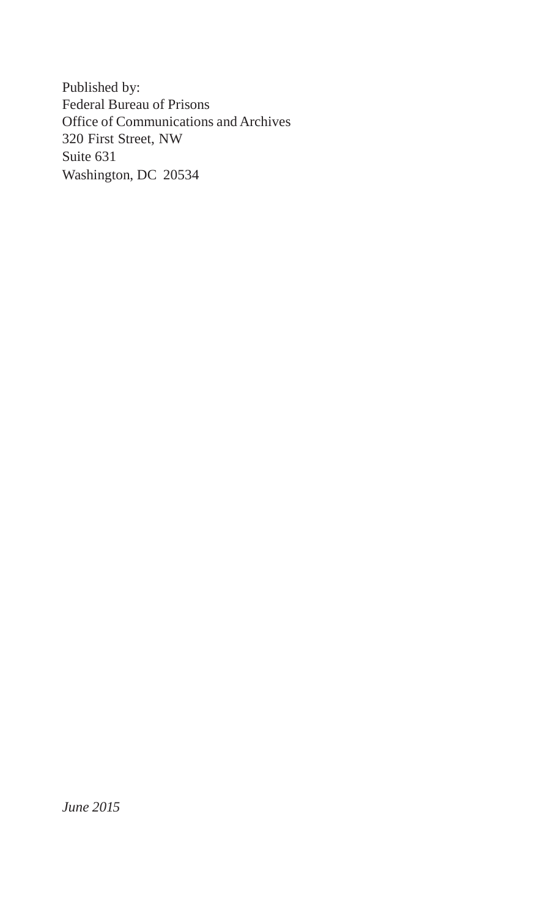Published by:
Federal Bureau of Prisons
Office of Communications and Archives
320 First Street, NW
Suite 631
Washington, DC 20534

*June 2015*